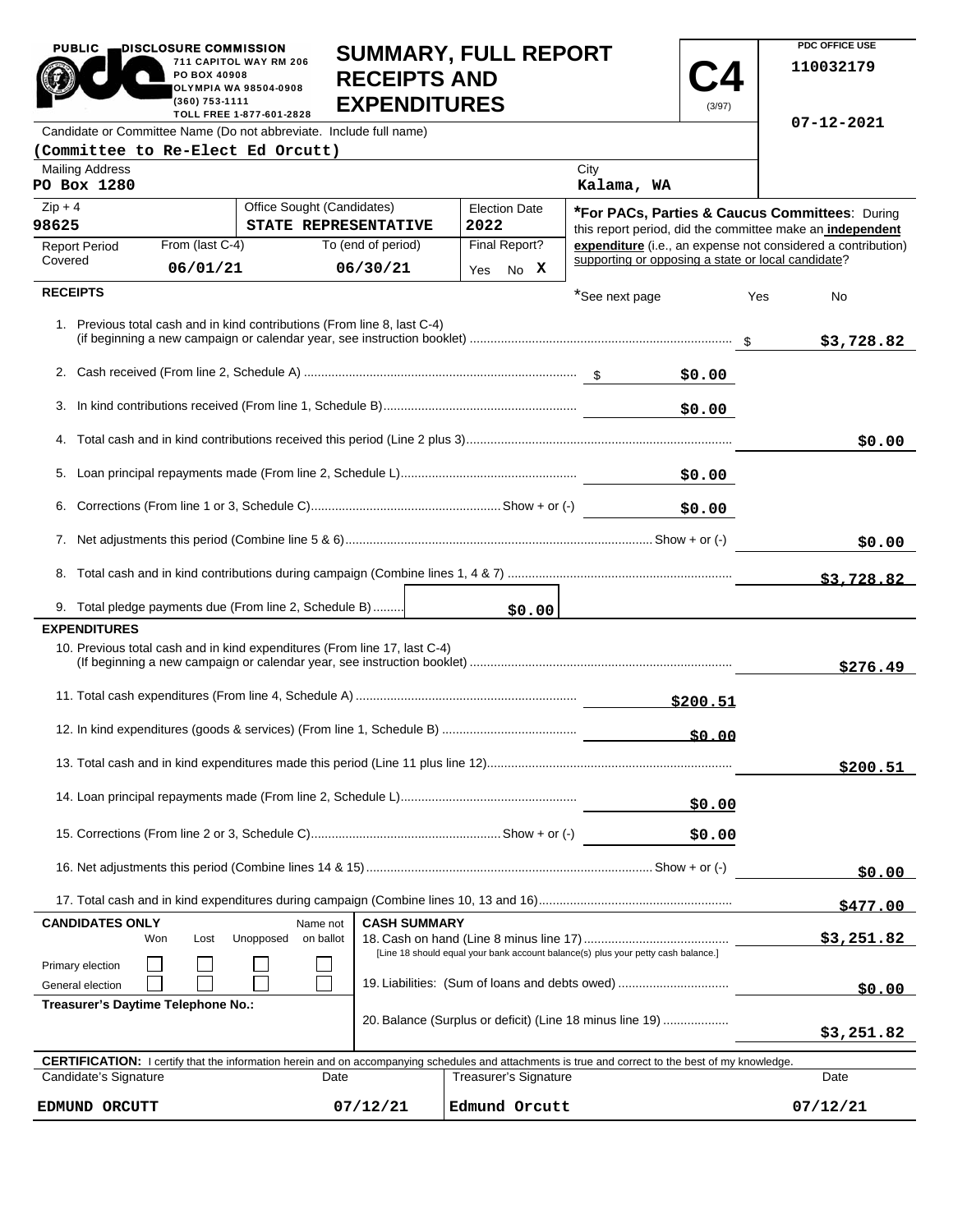PUBLIC DISCLOSURE COMMISSION
711 CAPITOL WAY RM 206
PO BOX 40908
OLYMPIA WA 98504-0908
(360) 753-1111
TOLL FREE 1-877-601-2828

# SUMMARY, FULL REPORT RECEIPTS AND EXPENDITURES

**C4** (3/97)

PDC OFFICE USE
110032179

07-12-2021

Candidate or Committee Name (Do not abbreviate. Include full name)
**(Committee to Re-Elect Ed Orcutt)**

| Mailing Address | City |
|---|---|
| PO Box 1280 | Kalama, WA |

| Zip + 4 | Office Sought (Candidates) | Election Date |
|---|---|---|
| 98625 | STATE REPRESENTATIVE | 2022 |

| Report Period Covered | From (last C-4) | To (end of period) | Final Report? |
|---|---|---|---|
| | 06/01/21 | 06/30/21 | Yes No X |

***For PACs, Parties & Caucus Committees**: During this report period, did the committee make an **independent expenditure** (i.e., an expense not considered a contribution) supporting or opposing a state or local candidate?

## RECEIPTS

*See next page Yes No

| | | |
|---|---|---|
| 1. Previous total cash and in kind contributions (From line 8, last C-4) (if beginning a new campaign or calendar year, see instruction booklet) | | $3,728.82 |
| 2. Cash received (From line 2, Schedule A) | $0.00 | |
| 3. In kind contributions received (From line 1, Schedule B) | $0.00 | |
| 4. Total cash and in kind contributions received this period (Line 2 plus 3) | | $0.00 |
| 5. Loan principal repayments made (From line 2, Schedule L) | $0.00 | |
| 6. Corrections (From line 1 or 3, Schedule C) Show + or (-) | $0.00 | |
| 7. Net adjustments this period (Combine line 5 & 6) Show + or (-) | | $0.00 |
| 8. Total cash and in kind contributions during campaign (Combine lines 1, 4 & 7) | | $3,728.82 |
| 9. Total pledge payments due (From line 2, Schedule B) | $0.00 | |

## EXPENDITURES

| | | |
|---|---|---|
| 10. Previous total cash and in kind expenditures (From line 17, last C-4) (If beginning a new campaign or calendar year, see instruction booklet) | | $276.49 |
| 11. Total cash expenditures (From line 4, Schedule A) | $200.51 | |
| 12. In kind expenditures (goods & services) (From line 1, Schedule B) | $0.00 | |
| 13. Total cash and in kind expenditures made this period (Line 11 plus line 12) | | $200.51 |
| 14. Loan principal repayments made (From line 2, Schedule L) | $0.00 | |
| 15. Corrections (From line 2 or 3, Schedule C) Show + or (-) | $0.00 | |
| 16. Net adjustments this period (Combine lines 14 & 15) Show + or (-) | | $0.00 |
| 17. Total cash and in kind expenditures during campaign (Combine lines 10, 13 and 16) | | $477.00 |

**CANDIDATES ONLY**

| | Won | Lost | Unopposed | Name not on ballot |
|---|---|---|---|---|
| Primary election | ☐ | ☐ | ☐ | ☐ |
| General election | ☐ | ☐ | ☐ | ☐ |

**Treasurer's Daytime Telephone No.:**

**CASH SUMMARY**

| | |
|---|---|
| 18. Cash on hand (Line 8 minus line 17) [Line 18 should equal your bank account balance(s) plus your petty cash balance.] | $3,251.82 |
| 19. Liabilities: (Sum of loans and debts owed) | $0.00 |
| 20. Balance (Surplus or deficit) (Line 18 minus line 19) | $3,251.82 |

**CERTIFICATION:** I certify that the information herein and on accompanying schedules and attachments is true and correct to the best of my knowledge.

| Candidate's Signature | Date | Treasurer's Signature | Date |
|---|---|---|---|
| EDMUND ORCUTT | 07/12/21 | Edmund Orcutt | 07/12/21 |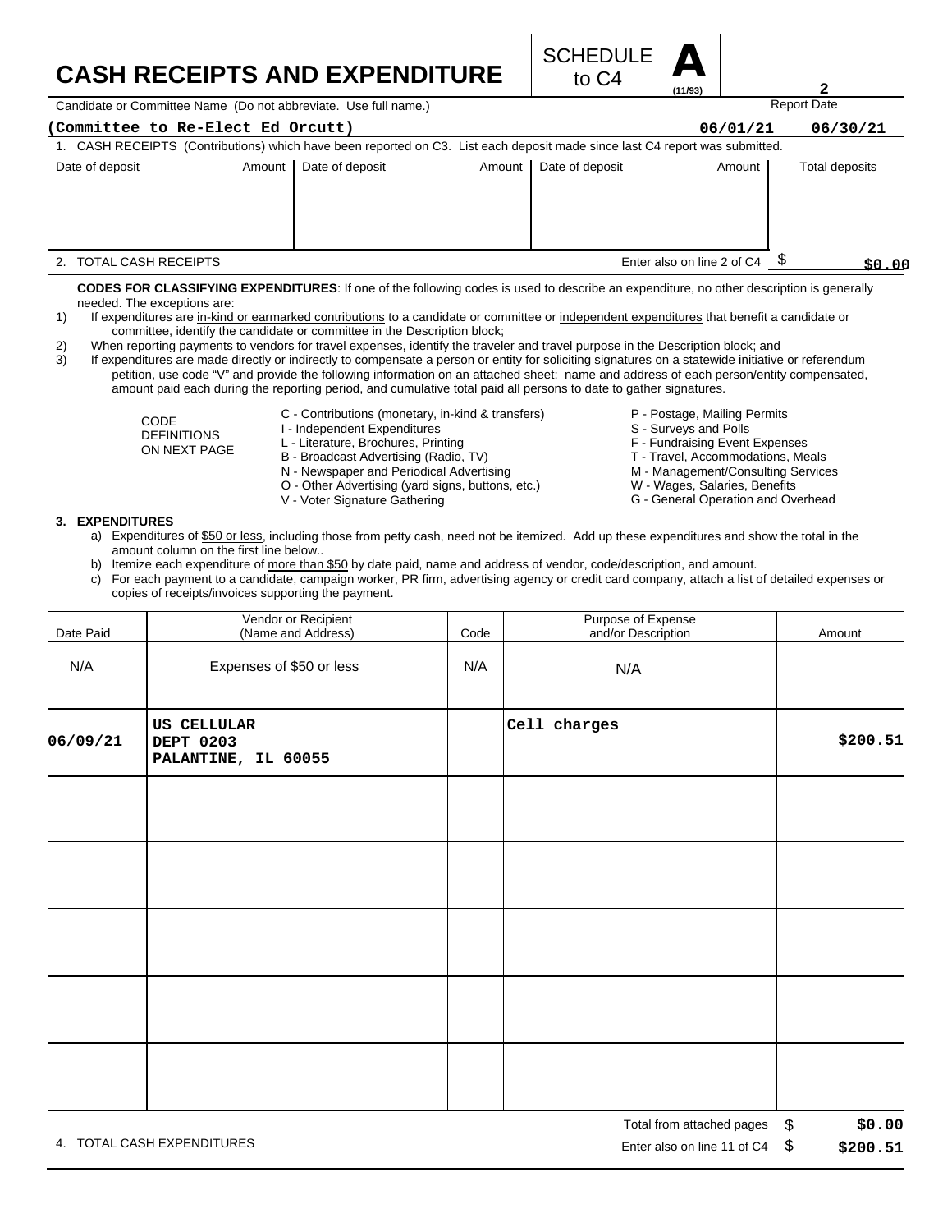# CASH RECEIPTS AND EXPENDITURE

SCHEDULE A to C4 (11/93)

2

Candidate or Committee Name (Do not abbreviate. Use full name.)

**(Committee to Re-Elect Ed Orcutt)**

Report Date: **06/01/21** **06/30/21**

1. CASH RECEIPTS (Contributions) which have been reported on C3. List each deposit made since last C4 report was submitted.

| Date of deposit | Amount | Date of deposit | Amount | Date of deposit | Amount | Total deposits |
|---|---|---|---|---|---|---|
| | | | | | | |

2. TOTAL CASH RECEIPTS — Enter also on line 2 of C4 $ **$0.00**

**CODES FOR CLASSIFYING EXPENDITURES**: If one of the following codes is used to describe an expenditure, no other description is generally needed. The exceptions are:

1) If expenditures are in-kind or earmarked contributions to a candidate or committee or independent expenditures that benefit a candidate or committee, identify the candidate or committee in the Description block;
2) When reporting payments to vendors for travel expenses, identify the traveler and travel purpose in the Description block; and
3) If expenditures are made directly or indirectly to compensate a person or entity for soliciting signatures on a statewide initiative or referendum petition, use code "V" and provide the following information on an attached sheet: name and address of each person/entity compensated, amount paid each during the reporting period, and cumulative total paid all persons to date to gather signatures.

CODE DEFINITIONS ON NEXT PAGE

- C - Contributions (monetary, in-kind & transfers)
- I - Independent Expenditures
- L - Literature, Brochures, Printing
- B - Broadcast Advertising (Radio, TV)
- N - Newspaper and Periodical Advertising
- O - Other Advertising (yard signs, buttons, etc.)
- V - Voter Signature Gathering
- P - Postage, Mailing Permits
- S - Surveys and Polls
- F - Fundraising Event Expenses
- T - Travel, Accommodations, Meals
- M - Management/Consulting Services
- W - Wages, Salaries, Benefits
- G - General Operation and Overhead

**3. EXPENDITURES**

a) Expenditures of $50 or less, including those from petty cash, need not be itemized. Add up these expenditures and show the total in the amount column on the first line below..
b) Itemize each expenditure of more than $50 by date paid, name and address of vendor, code/description, and amount.
c) For each payment to a candidate, campaign worker, PR firm, advertising agency or credit card company, attach a list of detailed expenses or copies of receipts/invoices supporting the payment.

| Date Paid | Vendor or Recipient (Name and Address) | Code | Purpose of Expense and/or Description | Amount |
|---|---|---|---|---|
| N/A | Expenses of $50 or less | N/A | N/A | |
| **06/09/21** | **US CELLULAR DEPT 0203 PALANTINE, IL 60055** | | **Cell charges** | **$200.51** |
| | | | | |
| | | | | |
| | | | | |
| | | | | |
| | | | | |

Total from attached pages $ **$0.00**

4. TOTAL CASH EXPENDITURES — Enter also on line 11 of C4 $ **$200.51**